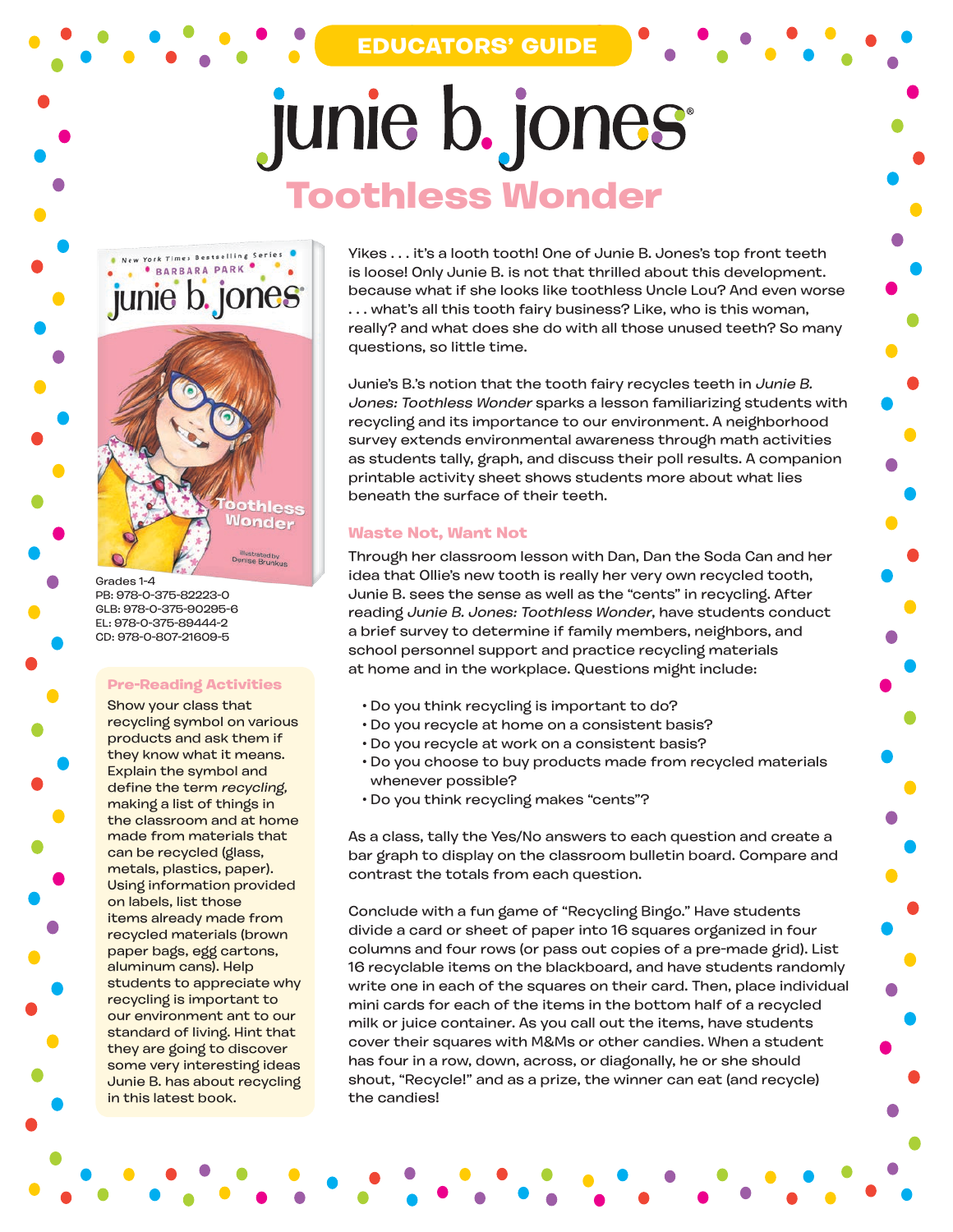EDUCATORS' GUIDE

# junie b. jones®

## Toothless Wonder

Grades 1-4
PB: 978-0-375-82223-0
GLB: 978-0-375-90295-6
EL: 978-0-375-89444-2
CD: 978-0-807-21609-5

### Pre-Reading Activities

Show your class that recycling symbol on various products and ask them if they know what it means. Explain the symbol and define the term *recycling*, making a list of things in the classroom and at home made from materials that can be recycled (glass, metals, plastics, paper). Using information provided on labels, list those items already made from recycled materials (brown paper bags, egg cartons, aluminum cans). Help students to appreciate why recycling is important to our environment ant to our standard of living. Hint that they are going to discover some very interesting ideas Junie B. has about recycling in this latest book.

Yikes . . . it's a looth tooth! One of Junie B. Jones's top front teeth is loose! Only Junie B. is not that thrilled about this development. because what if she looks like toothless Uncle Lou? And even worse . . . what's all this tooth fairy business? Like, who is this woman, really? and what does she do with all those unused teeth? So many questions, so little time.

Junie's B.'s notion that the tooth fairy recycles teeth in *Junie B. Jones: Toothless Wonder* sparks a lesson familiarizing students with recycling and its importance to our environment. A neighborhood survey extends environmental awareness through math activities as students tally, graph, and discuss their poll results. A companion printable activity sheet shows students more about what lies beneath the surface of their teeth.

### Waste Not, Want Not

Through her classroom lesson with Dan, Dan the Soda Can and her idea that Ollie's new tooth is really her very own recycled tooth, Junie B. sees the sense as well as the "cents" in recycling. After reading *Junie B. Jones: Toothless Wonder*, have students conduct a brief survey to determine if family members, neighbors, and school personnel support and practice recycling materials at home and in the workplace. Questions might include:

- Do you think recycling is important to do?
- Do you recycle at home on a consistent basis?
- Do you recycle at work on a consistent basis?
- Do you choose to buy products made from recycled materials whenever possible?
- Do you think recycling makes "cents"?

As a class, tally the Yes/No answers to each question and create a bar graph to display on the classroom bulletin board. Compare and contrast the totals from each question.

Conclude with a fun game of "Recycling Bingo." Have students divide a card or sheet of paper into 16 squares organized in four columns and four rows (or pass out copies of a pre-made grid). List 16 recyclable items on the blackboard, and have students randomly write one in each of the squares on their card. Then, place individual mini cards for each of the items in the bottom half of a recycled milk or juice container. As you call out the items, have students cover their squares with M&Ms or other candies. When a student has four in a row, down, across, or diagonally, he or she should shout, "Recycle!" and as a prize, the winner can eat (and recycle) the candies!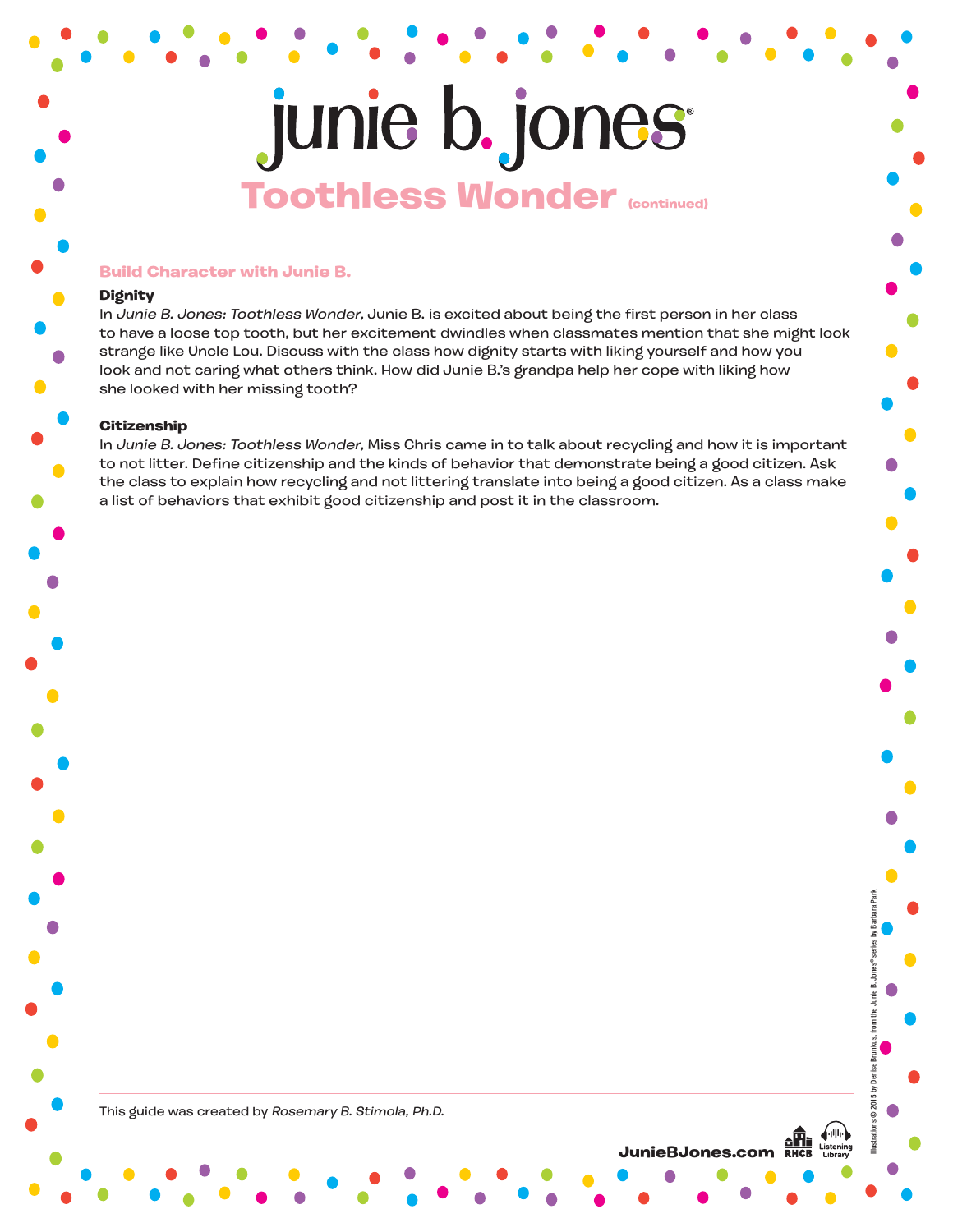# junie b. jones®

## Toothless Wonder (continued)

### Build Character with Junie B.

**Dignity**

In *Junie B. Jones: Toothless Wonder,* Junie B. is excited about being the first person in her class to have a loose top tooth, but her excitement dwindles when classmates mention that she might look strange like Uncle Lou. Discuss with the class how dignity starts with liking yourself and how you look and not caring what others think. How did Junie B.'s grandpa help her cope with liking how she looked with her missing tooth?

**Citizenship**

In *Junie B. Jones: Toothless Wonder,* Miss Chris came in to talk about recycling and how it is important to not litter. Define citizenship and the kinds of behavior that demonstrate being a good citizen. Ask the class to explain how recycling and not littering translate into being a good citizen. As a class make a list of behaviors that exhibit good citizenship and post it in the classroom.

---

This guide was created by *Rosemary B. Stimola, Ph.D.*

JunieBJones.com RHCB Listening Library

Illustrations © 2015 by Denise Brunkus, from the Junie B. Jones® series by Barbara Park